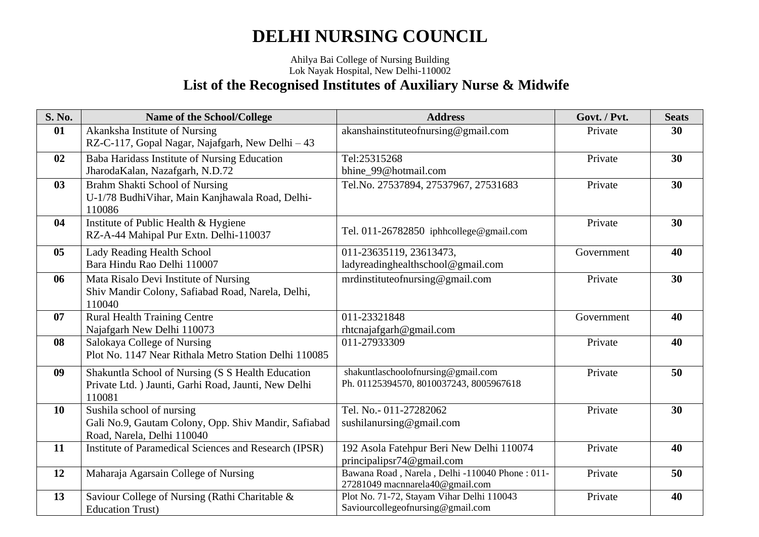# DELHI NURSING COUNCIL

Ahilya Bai College of Nursing Building
Lok Nayak Hospital, New Delhi-110002

## List of the Recognised Institutes of Auxiliary Nurse & Midwife

| S. No. | Name of the School/College | Address | Govt. / Pvt. | Seats |
|---|---|---|---|---|
| **01** | Akanksha Institute of Nursing<br>RZ-C-117, Gopal Nagar, Najafgarh, New Delhi – 43 | akanshainstituteofnursing@gmail.com | Private | **30** |
| **02** | Baba Haridass Institute of Nursing Education<br>JharodaKalan, Nazafgarh, N.D.72 | Tel:25315268<br>bhine_99@hotmail.com | Private | **30** |
| **03** | Brahm Shakti School of Nursing<br>U-1/78 BudhiVihar, Main Kanjhawala Road, Delhi-110086 | Tel.No. 27537894, 27537967, 27531683 | Private | **30** |
| **04** | Institute of Public Health & Hygiene<br>RZ-A-44 Mahipal Pur Extn. Delhi-110037 | Tel. 011-26782850 iphhcollege@gmail.com | Private | **30** |
| **05** | Lady Reading Health School<br>Bara Hindu Rao Delhi 110007 | 011-23635119, 23613473,<br>ladyreadinghealthschool@gmail.com | Government | **40** |
| **06** | Mata Risalo Devi Institute of Nursing<br>Shiv Mandir Colony, Safiabad Road, Narela, Delhi, 110040 | mrdinstituteofnursing@gmail.com | Private | **30** |
| **07** | Rural Health Training Centre<br>Najafgarh New Delhi 110073 | 011-23321848<br>rhtcnajafgarh@gmail.com | Government | **40** |
| **08** | Salokaya College of Nursing<br>Plot No. 1147 Near Rithala Metro Station Delhi 110085 | 011-27933309 | Private | **40** |
| **09** | Shakuntla School of Nursing (S S Health Education Private Ltd. ) Jaunti, Garhi Road, Jaunti, New Delhi 110081 | shakuntlaschoolofnursing@gmail.com<br>Ph. 01125394570, 8010037243, 8005967618 | Private | **50** |
| **10** | Sushila school of nursing<br>Gali No.9, Gautam Colony, Opp. Shiv Mandir, Safiabad Road, Narela, Delhi 110040 | Tel. No.- 011-27282062<br>sushilanursing@gmail.com | Private | **30** |
| **11** | Institute of Paramedical Sciences and Research (IPSR) | 192 Asola Fatehpur Beri New Delhi 110074<br>principalipsr74@gmail.com | Private | **40** |
| **12** | Maharaja Agarsain College of Nursing | Bawana Road , Narela , Delhi -110040 Phone : 011-27281049 macnnarela40@gmail.com | Private | **50** |
| **13** | Saviour College of Nursing (Rathi Charitable & Education Trust) | Plot No. 71-72, Stayam Vihar Delhi 110043<br>Saviourcollegeofnursing@gmail.com | Private | **40** |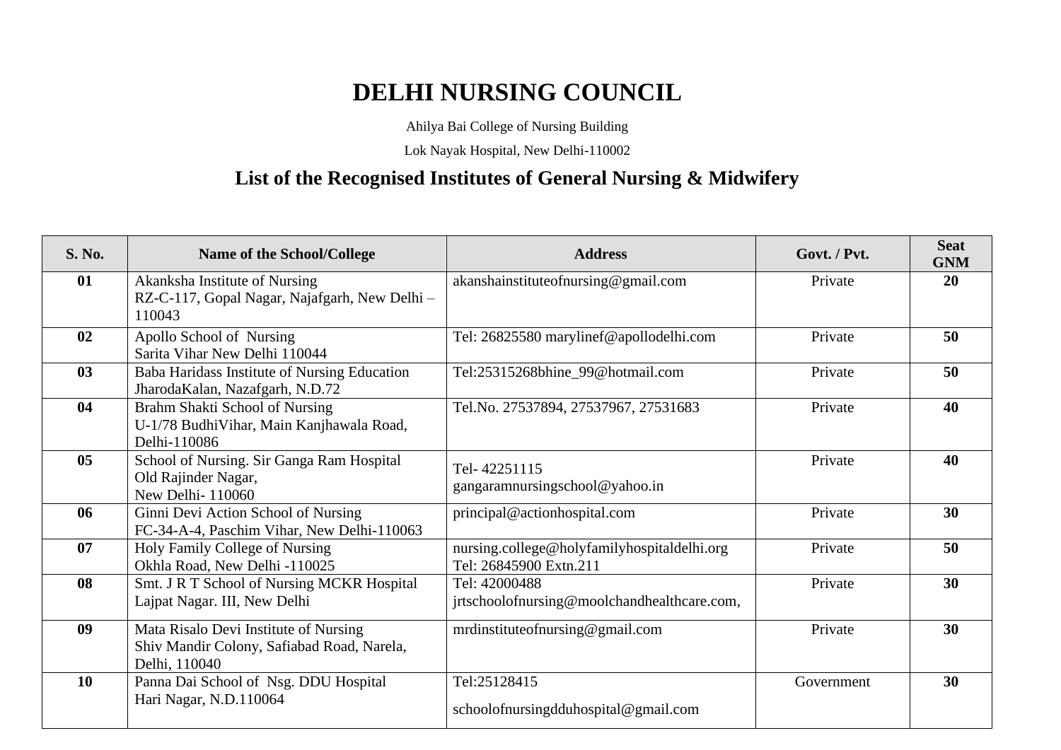# DELHI NURSING COUNCIL

Ahilya Bai College of Nursing Building

Lok Nayak Hospital, New Delhi-110002

## List of the Recognised Institutes of General Nursing & Midwifery

| S. No. | Name of the School/College | Address | Govt. / Pvt. | Seat GNM |
|---|---|---|---|---|
| **01** | Akanksha Institute of Nursing<br>RZ-C-117, Gopal Nagar, Najafgarh, New Delhi – 110043 | akanshainstituteofnursing@gmail.com | Private | **20** |
| **02** | Apollo School of Nursing<br>Sarita Vihar New Delhi 110044 | Tel: 26825580 marylinef@apollodelhi.com | Private | **50** |
| **03** | Baba Haridass Institute of Nursing Education<br>JharodaKalan, Nazafgarh, N.D.72 | Tel:25315268bhine_99@hotmail.com | Private | **50** |
| **04** | Brahm Shakti School of Nursing<br>U-1/78 BudhiVihar, Main Kanjhawala Road, Delhi-110086 | Tel.No. 27537894, 27537967, 27531683 | Private | **40** |
| **05** | School of Nursing. Sir Ganga Ram Hospital<br>Old Rajinder Nagar,<br>New Delhi- 110060 | Tel- 42251115<br>gangaramnursingschool@yahoo.in | Private | **40** |
| **06** | Ginni Devi Action School of Nursing<br>FC-34-A-4, Paschim Vihar, New Delhi-110063 | principal@actionhospital.com | Private | **30** |
| **07** | Holy Family College of Nursing<br>Okhla Road, New Delhi -110025 | nursing.college@holyfamilyhospitaldelhi.org<br>Tel: 26845900 Extn.211 | Private | **50** |
| **08** | Smt. J R T School of Nursing MCKR Hospital<br>Lajpat Nagar. III, New Delhi | Tel: 42000488<br>jrtschoolofnursing@moolchandhealthcare.com, | Private | **30** |
| **09** | Mata Risalo Devi Institute of Nursing<br>Shiv Mandir Colony, Safiabad Road, Narela, Delhi, 110040 | mrdinstituteofnursing@gmail.com | Private | **30** |
| **10** | Panna Dai School of Nsg. DDU Hospital<br>Hari Nagar, N.D.110064 | Tel:25128415<br>schoolofnursingdduhospital@gmail.com | Government | **30** |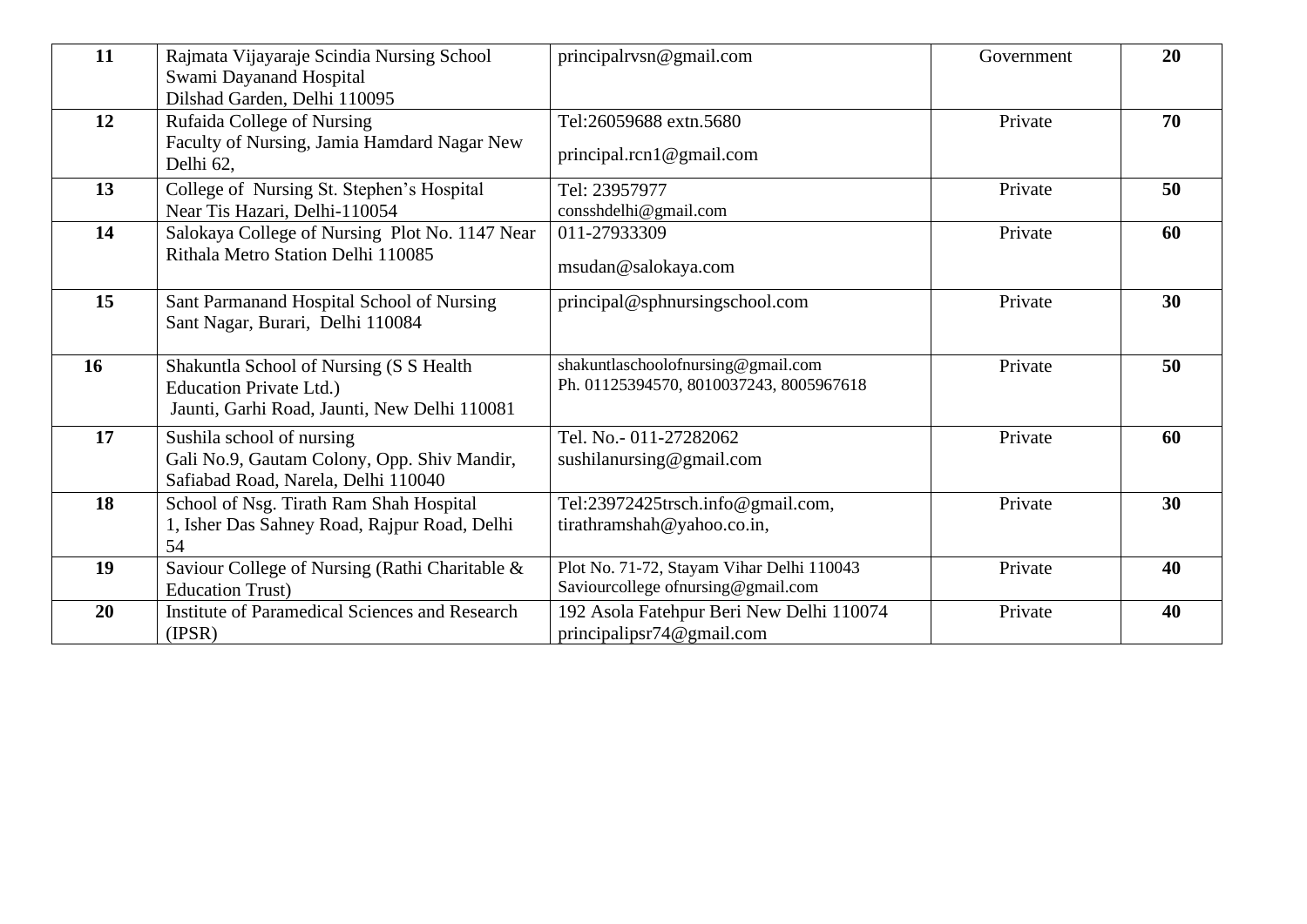| 11 | Rajmata Vijayaraje Scindia Nursing School<br>Swami Dayanand Hospital<br>Dilshad Garden, Delhi 110095 | principalrvsn@gmail.com | Government | **20** |
|---|---|---|---|---|
| **12** | Rufaida College of Nursing<br>Faculty of Nursing, Jamia Hamdard Nagar New Delhi 62, | Tel:26059688 extn.5680<br>principal.rcn1@gmail.com | Private | **70** |
| **13** | College of Nursing St. Stephen's Hospital<br>Near Tis Hazari, Delhi-110054 | Tel: 23957977<br>consshdelhi@gmail.com | Private | **50** |
| **14** | Salokaya College of Nursing Plot No. 1147 Near Rithala Metro Station Delhi 110085 | 011-27933309<br>msudan@salokaya.com | Private | **60** |
| **15** | Sant Parmanand Hospital School of Nursing<br>Sant Nagar, Burari, Delhi 110084 | principal@sphnursingschool.com | Private | **30** |
| **16** | Shakuntla School of Nursing (S S Health Education Private Ltd.)<br>Jaunti, Garhi Road, Jaunti, New Delhi 110081 | shakuntlaschoolofnursing@gmail.com<br>Ph. 01125394570, 8010037243, 8005967618 | Private | **50** |
| **17** | Sushila school of nursing<br>Gali No.9, Gautam Colony, Opp. Shiv Mandir, Safiabad Road, Narela, Delhi 110040 | Tel. No.- 011-27282062<br>sushilanursing@gmail.com | Private | **60** |
| **18** | School of Nsg. Tirath Ram Shah Hospital<br>1, Isher Das Sahney Road, Rajpur Road, Delhi 54 | Tel:23972425trsch.info@gmail.com,<br>tirathramshah@yahoo.co.in, | Private | **30** |
| **19** | Saviour College of Nursing (Rathi Charitable & Education Trust) | Plot No. 71-72, Stayam Vihar Delhi 110043<br>Saviourcollege ofnursing@gmail.com | Private | **40** |
| **20** | Institute of Paramedical Sciences and Research (IPSR) | 192 Asola Fatehpur Beri New Delhi 110074<br>principalipsr74@gmail.com | Private | **40** |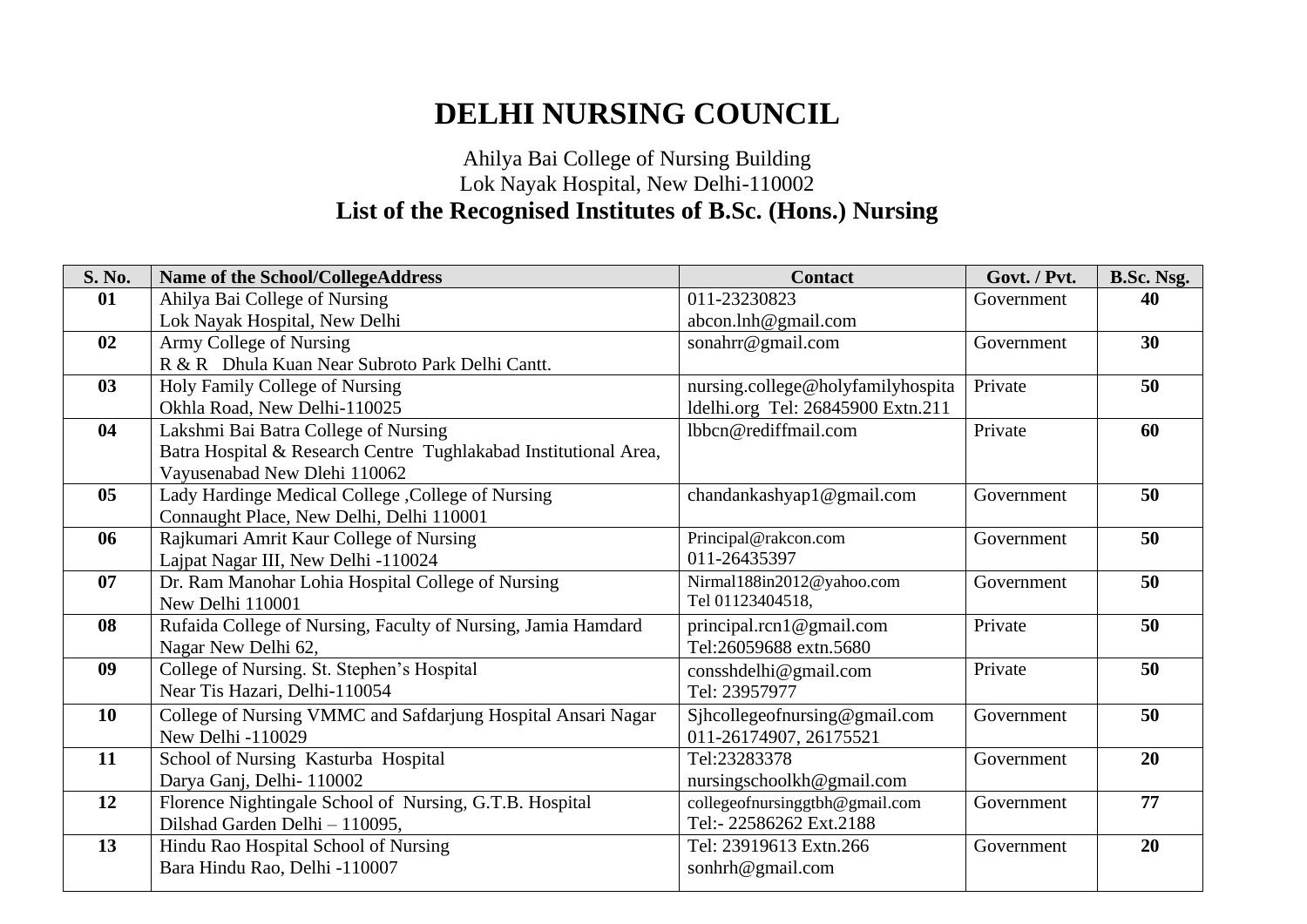# DELHI NURSING COUNCIL

Ahilya Bai College of Nursing Building
Lok Nayak Hospital, New Delhi-110002

## List of the Recognised Institutes of B.Sc. (Hons.) Nursing

| S. No. | Name of the School/CollegeAddress | Contact | Govt. / Pvt. | B.Sc. Nsg. |
|---|---|---|---|---|
| **01** | Ahilya Bai College of Nursing<br>Lok Nayak Hospital, New Delhi | 011-23230823<br>abcon.lnh@gmail.com | Government | **40** |
| **02** | Army College of Nursing<br>R & R Dhula Kuan Near Subroto Park Delhi Cantt. | sonahrr@gmail.com | Government | **30** |
| **03** | Holy Family College of Nursing<br>Okhla Road, New Delhi-110025 | nursing.college@holyfamilyhospitaldelhi.org Tel: 26845900 Extn.211 | Private | **50** |
| **04** | Lakshmi Bai Batra College of Nursing<br>Batra Hospital & Research Centre Tughlakabad Institutional Area, Vayusenabad New Dlehi 110062 | lbbcn@rediffmail.com | Private | **60** |
| **05** | Lady Hardinge Medical College ,College of Nursing<br>Connaught Place, New Delhi, Delhi 110001 | chandankashyap1@gmail.com | Government | **50** |
| **06** | Rajkumari Amrit Kaur College of Nursing<br>Lajpat Nagar III, New Delhi -110024 | Principal@rakcon.com<br>011-26435397 | Government | **50** |
| **07** | Dr. Ram Manohar Lohia Hospital College of Nursing<br>New Delhi 110001 | Nirmal188in2012@yahoo.com<br>Tel 01123404518, | Government | **50** |
| **08** | Rufaida College of Nursing, Faculty of Nursing, Jamia Hamdard Nagar New Delhi 62, | principal.rcn1@gmail.com<br>Tel:26059688 extn.5680 | Private | **50** |
| **09** | College of Nursing. St. Stephen's Hospital<br>Near Tis Hazari, Delhi-110054 | consshdelhi@gmail.com<br>Tel: 23957977 | Private | **50** |
| **10** | College of Nursing VMMC and Safdarjung Hospital Ansari Nagar New Delhi -110029 | Sjhcollegeofnursing@gmail.com<br>011-26174907, 26175521 | Government | **50** |
| **11** | School of Nursing Kasturba Hospital<br>Darya Ganj, Delhi- 110002 | Tel:23283378<br>nursingschoolkh@gmail.com | Government | **20** |
| **12** | Florence Nightingale School of Nursing, G.T.B. Hospital<br>Dilshad Garden Delhi – 110095, | collegeofnursinggtbh@gmail.com<br>Tel:- 22586262 Ext.2188 | Government | **77** |
| **13** | Hindu Rao Hospital School of Nursing<br>Bara Hindu Rao, Delhi -110007 | Tel: 23919613 Extn.266<br>sonhrh@gmail.com | Government | **20** |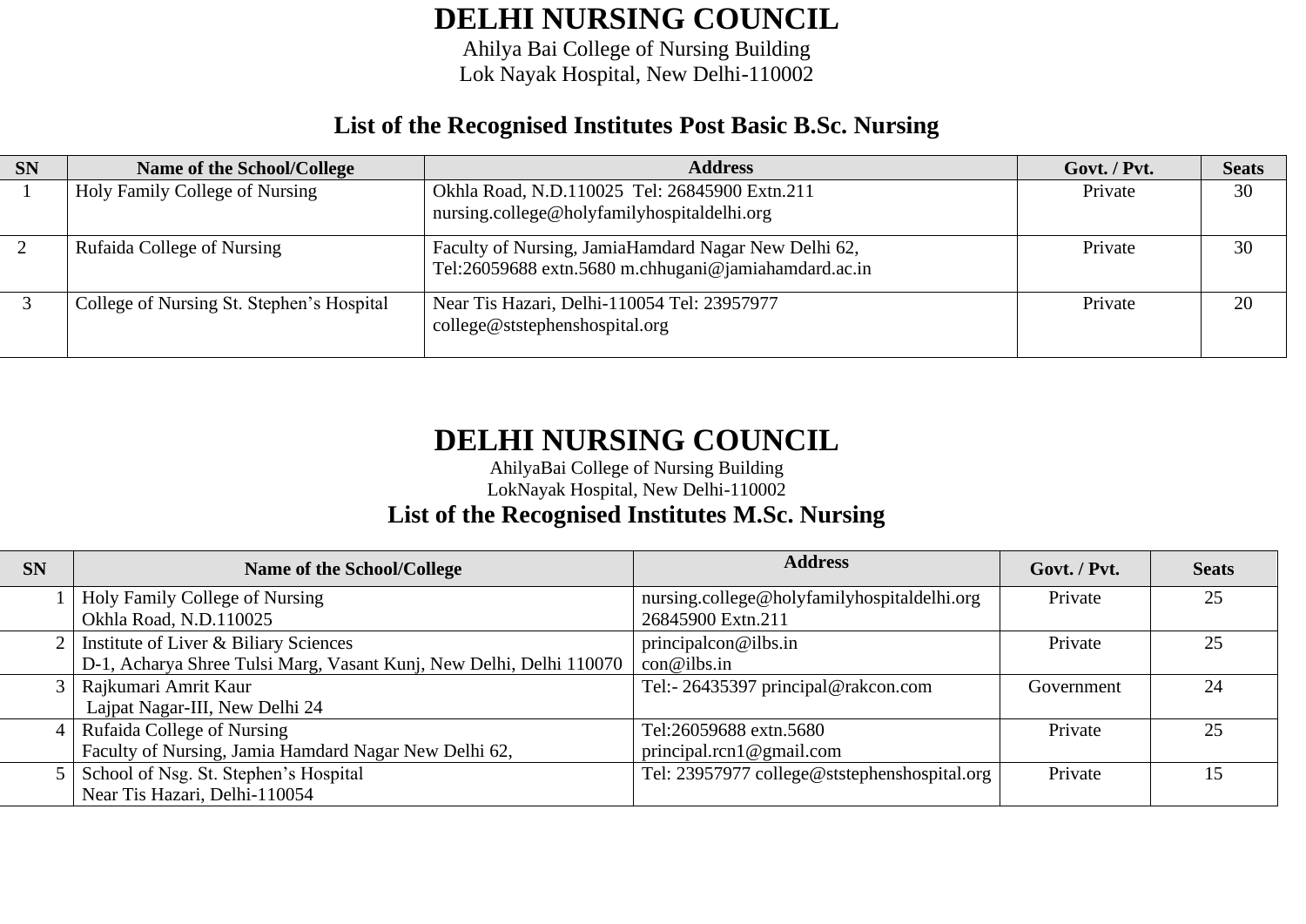# DELHI NURSING COUNCIL

Ahilya Bai College of Nursing Building
Lok Nayak Hospital, New Delhi-110002

## List of the Recognised Institutes Post Basic B.Sc. Nursing

| SN | Name of the School/College | Address | Govt. / Pvt. | Seats |
|---|---|---|---|---|
| 1 | Holy Family College of Nursing | Okhla Road, N.D.110025 Tel: 26845900 Extn.211 nursing.college@holyfamilyhospitaldelhi.org | Private | 30 |
| 2 | Rufaida College of Nursing | Faculty of Nursing, JamiaHamdard Nagar New Delhi 62, Tel:26059688 extn.5680 m.chhugani@jamiahamdard.ac.in | Private | 30 |
| 3 | College of Nursing St. Stephen's Hospital | Near Tis Hazari, Delhi-110054 Tel: 23957977 college@ststephenshospital.org | Private | 20 |

# DELHI NURSING COUNCIL

AhilyaBai College of Nursing Building
LokNayak Hospital, New Delhi-110002

## List of the Recognised Institutes M.Sc. Nursing

| SN | Name of the School/College | Address | Govt. / Pvt. | Seats |
|---|---|---|---|---|
| 1 | Holy Family College of Nursing<br>Okhla Road, N.D.110025 | nursing.college@holyfamilyhospitaldelhi.org<br>26845900 Extn.211 | Private | 25 |
| 2 | Institute of Liver & Biliary Sciences<br>D-1, Acharya Shree Tulsi Marg, Vasant Kunj, New Delhi, Delhi 110070 | principalcon@ilbs.in<br>con@ilbs.in | Private | 25 |
| 3 | Rajkumari Amrit Kaur<br>Lajpat Nagar-III, New Delhi 24 | Tel:- 26435397 principal@rakcon.com | Government | 24 |
| 4 | Rufaida College of Nursing<br>Faculty of Nursing, Jamia Hamdard Nagar New Delhi 62, | Tel:26059688 extn.5680<br>principal.rcn1@gmail.com | Private | 25 |
| 5 | School of Nsg. St. Stephen's Hospital<br>Near Tis Hazari, Delhi-110054 | Tel: 23957977 college@ststephenshospital.org | Private | 15 |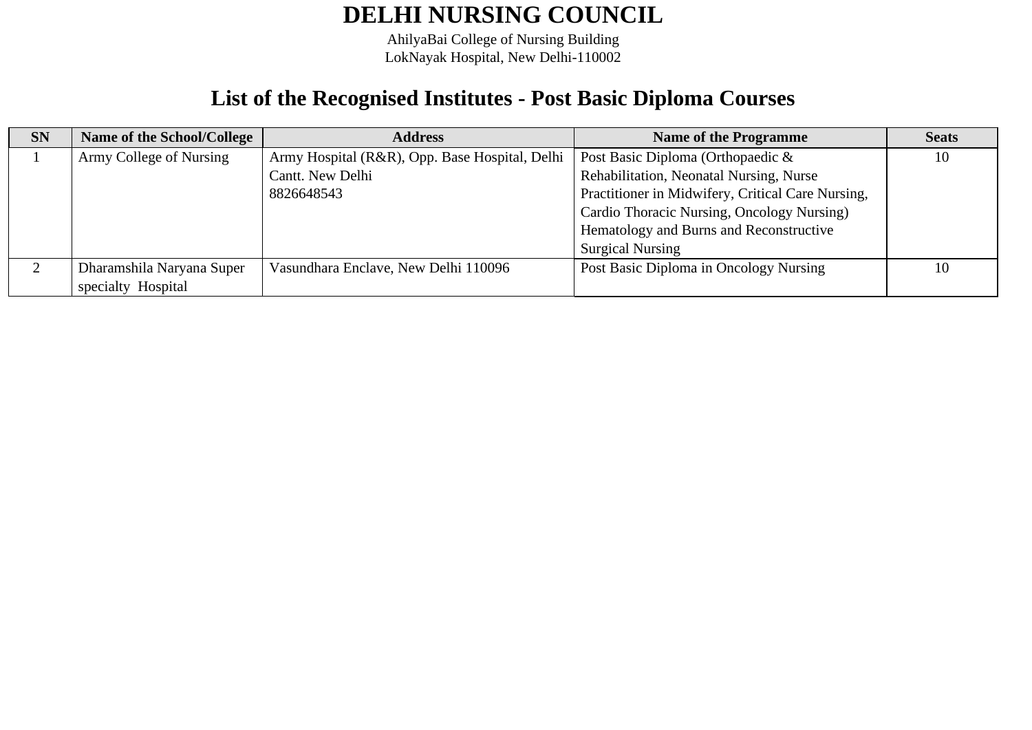# DELHI NURSING COUNCIL

AhilyaBai College of Nursing Building
LokNayak Hospital, New Delhi-110002

## List of the Recognised Institutes - Post Basic Diploma Courses

| SN | Name of the School/College | Address | Name of the Programme | Seats |
|---|---|---|---|---|
| 1 | Army College of Nursing | Army Hospital (R&R), Opp. Base Hospital, Delhi Cantt. New Delhi 8826648543 | Post Basic Diploma (Orthopaedic & Rehabilitation, Neonatal Nursing, Nurse Practitioner in Midwifery, Critical Care Nursing, Cardio Thoracic Nursing, Oncology Nursing) Hematology and Burns and Reconstructive Surgical Nursing | 10 |
| 2 | Dharamshila Naryana Super specialty Hospital | Vasundhara Enclave, New Delhi 110096 | Post Basic Diploma in Oncology Nursing | 10 |